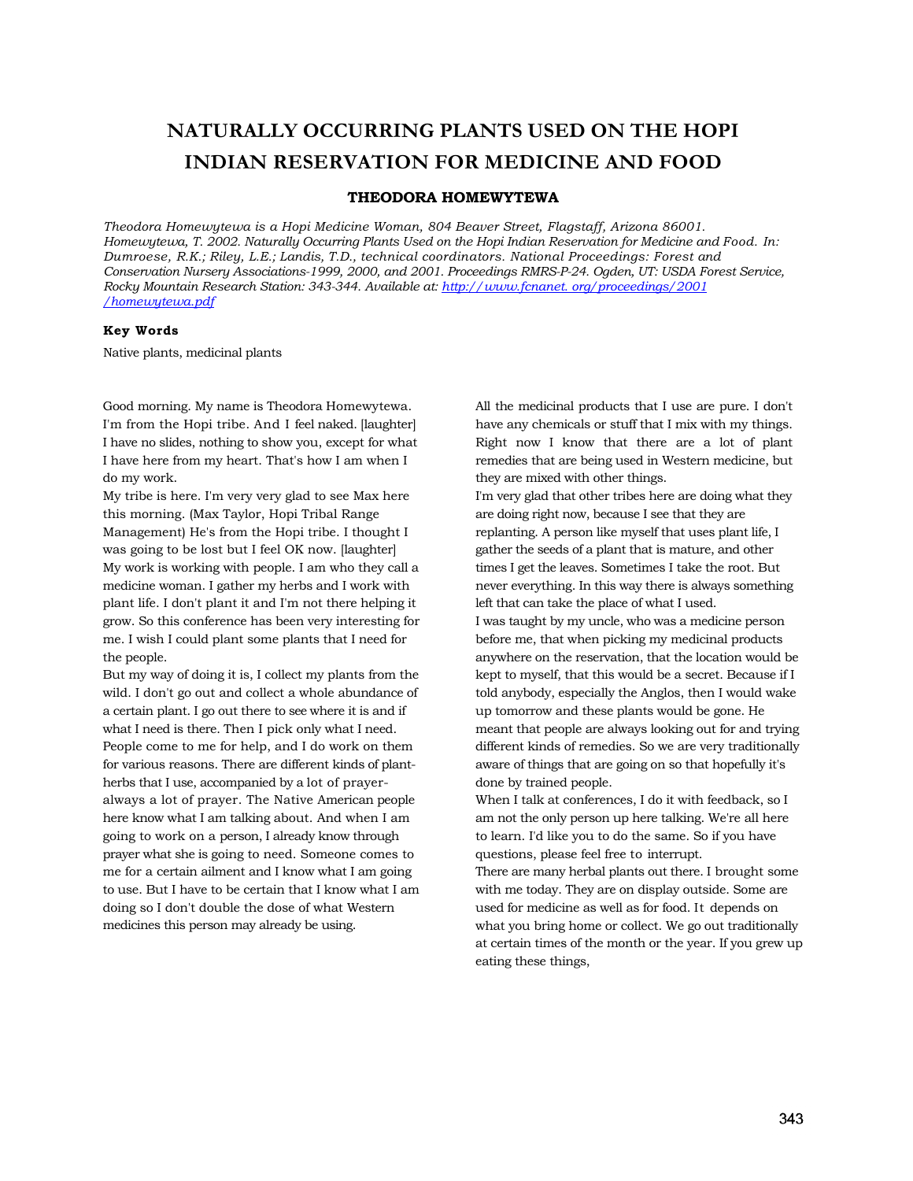# NATURALLY OCCURRING PLANTS USED ON THE HOPI INDIAN RESERVATION FOR MEDICINE AND FOOD

### THEODORA HOMEWYTEWA

*Theodora Homewytewa is a Hopi Medicine Woman, 804 Beaver Street, Flagstaff, Arizona 86001. Homewytewa, T. 2002. Naturally Occurring Plants Used on the Hopi Indian Reservation for Medicine and Food. In: Dumroese, R.K.; Riley, L.E.; Landis, T.D., technical coordinators. National Proceedings: Forest and Conservation Nursery Associations-1999, 2000, and 2001. Proceedings RMRS-P-24. Ogden, UT: USDA Forest Service, Rocky Mountain Research Station: 343-344. Available at: http://www.fcnanet. org/proceedings/2001 /homewytewa.pdf*

**Key Words**

Native plants, medicinal plants

Good morning. My name is Theodora Homewytewa. I'm from the Hopi tribe. And I feel naked. [laughter] I have no slides, nothing to show you, except for what I have here from my heart. That's how I am when I do my work.

My tribe is here. I'm very very glad to see Max here this morning. (Max Taylor, Hopi Tribal Range Management) He's from the Hopi tribe. I thought I was going to be lost but I feel OK now. [laughter]

My work is working with people. I am who they call a medicine woman. I gather my herbs and I work with plant life. I don't plant it and I'm not there helping it grow. So this conference has been very interesting for me. I wish I could plant some plants that I need for the people.

But my way of doing it is, I collect my plants from the wild. I don't go out and collect a whole abundance of a certain plant. I go out there to see where it is and if what I need is there. Then I pick only what I need. People come to me for help, and I do work on them for various reasons. There are different kinds of plant-herbs that I use, accompanied by a lot of prayer-always a lot of prayer. The Native American people here know what I am talking about. And when I am going to work on a person, I already know through prayer what she is going to need. Someone comes to me for a certain ailment and I know what I am going to use. But I have to be certain that I know what I am doing so I don't double the dose of what Western medicines this person may already be using.

All the medicinal products that I use are pure. I don't have any chemicals or stuff that I mix with my things. Right now I know that there are a lot of plant remedies that are being used in Western medicine, but they are mixed with other things.

I'm very glad that other tribes here are doing what they are doing right now, because I see that they are replanting. A person like myself that uses plant life, I gather the seeds of a plant that is mature, and other times I get the leaves. Sometimes I take the root. But never everything. In this way there is always something left that can take the place of what I used.

I was taught by my uncle, who was a medicine person before me, that when picking my medicinal products anywhere on the reservation, that the location would be kept to myself, that this would be a secret. Because if I told anybody, especially the Anglos, then I would wake up tomorrow and these plants would be gone. He meant that people are always looking out for and trying different kinds of remedies. So we are very traditionally aware of things that are going on so that hopefully it's done by trained people.

When I talk at conferences, I do it with feedback, so I am not the only person up here talking. We're all here to learn. I'd like you to do the same. So if you have questions, please feel free to interrupt.

There are many herbal plants out there. I brought some with me today. They are on display outside. Some are used for medicine as well as for food. It depends on what you bring home or collect. We go out traditionally at certain times of the month or the year. If you grew up eating these things,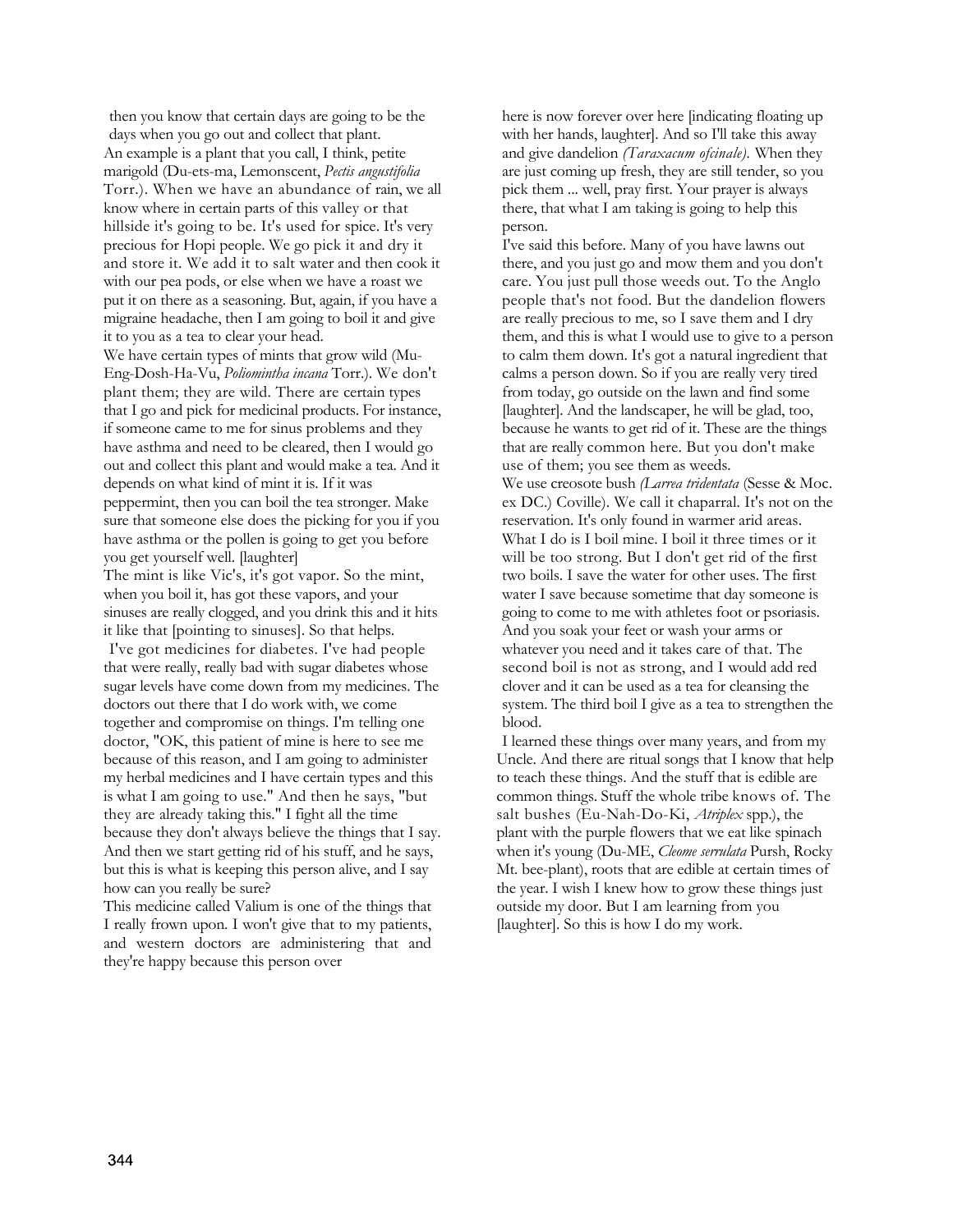then you know that certain days are going to be the days when you go out and collect that plant.

An example is a plant that you call, I think, petite marigold (Du-ets-ma, Lemonscent, *Pectis angustifolia* Torr.). When we have an abundance of rain, we all know where in certain parts of this valley or that hillside it's going to be. It's used for spice. It's very precious for Hopi people. We go pick it and dry it and store it. We add it to salt water and then cook it with our pea pods, or else when we have a roast we put it on there as a seasoning. But, again, if you have a migraine headache, then I am going to boil it and give it to you as a tea to clear your head.

We have certain types of mints that grow wild (Mu-Eng-Dosh-Ha-Vu, *Poliomintha incana* Torr.). We don't plant them; they are wild. There are certain types that I go and pick for medicinal products. For instance, if someone came to me for sinus problems and they have asthma and need to be cleared, then I would go out and collect this plant and would make a tea. And it depends on what kind of mint it is. If it was peppermint, then you can boil the tea stronger. Make sure that someone else does the picking for you if you have asthma or the pollen is going to get you before you get yourself well. [laughter]

The mint is like Vic's, it's got vapor. So the mint, when you boil it, has got these vapors, and your sinuses are really clogged, and you drink this and it hits it like that [pointing to sinuses]. So that helps.

I've got medicines for diabetes. I've had people that were really, really bad with sugar diabetes whose sugar levels have come down from my medicines. The doctors out there that I do work with, we come together and compromise on things. I'm telling one doctor, "OK, this patient of mine is here to see me because of this reason, and I am going to administer my herbal medicines and I have certain types and this is what I am going to use." And then he says, "but they are already taking this." I fight all the time because they don't always believe the things that I say. And then we start getting rid of his stuff, and he says, but this is what is keeping this person alive, and I say how can you really be sure?

This medicine called Valium is one of the things that I really frown upon. I won't give that to my patients, and western doctors are administering that and they're happy because this person over here is now forever over here [indicating floating up with her hands, laughter]. And so I'll take this away and give dandelion *(Taraxacum ofcinale)*. When they are just coming up fresh, they are still tender, so you pick them ... well, pray first. Your prayer is always there, that what I am taking is going to help this person.

I've said this before. Many of you have lawns out there, and you just go and mow them and you don't care. You just pull those weeds out. To the Anglo people that's not food. But the dandelion flowers are really precious to me, so I save them and I dry them, and this is what I would use to give to a person to calm them down. It's got a natural ingredient that calms a person down. So if you are really very tired from today, go outside on the lawn and find some [laughter]. And the landscaper, he will be glad, too, because he wants to get rid of it. These are the things that are really common here. But you don't make use of them; you see them as weeds.

We use creosote bush *(Larrea tridentata* (Sesse & Moc. ex DC.) Coville). We call it chaparral. It's not on the reservation. It's only found in warmer arid areas. What I do is I boil mine. I boil it three times or it will be too strong. But I don't get rid of the first two boils. I save the water for other uses. The first water I save because sometime that day someone is going to come to me with athletes foot or psoriasis. And you soak your feet or wash your arms or whatever you need and it takes care of that. The second boil is not as strong, and I would add red clover and it can be used as a tea for cleansing the system. The third boil I give as a tea to strengthen the blood.

I learned these things over many years, and from my Uncle. And there are ritual songs that I know that help to teach these things. And the stuff that is edible are common things. Stuff the whole tribe knows of. The salt bushes (Eu-Nah-Do-Ki, *Atriplex* spp.), the plant with the purple flowers that we eat like spinach when it's young (Du-ME, *Cleome serrulata* Pursh, Rocky Mt. bee-plant), roots that are edible at certain times of the year. I wish I knew how to grow these things just outside my door. But I am learning from you [laughter]. So this is how I do my work.